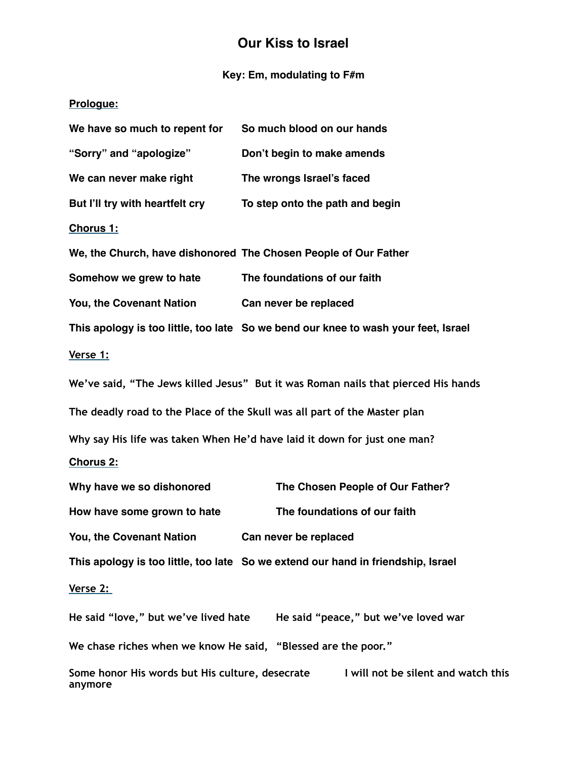# Our Kiss to Israel

**Key: Em, modulating to F#m**

**Prologue:**

**We have so much to repent for So much blood on our hands**

**"Sorry" and "apologize" Don't begin to make amends**

**We can never make right The wrongs Israel's faced**

**But I'll try with heartfelt cry To step onto the path and begin**

**Chorus 1:**

**We, the Church, have dishonored The Chosen People of Our Father**

**Somehow we grew to hate The foundations of our faith**

**You, the Covenant Nation Can never be replaced**

**This apology is too little, too late So we bend our knee to wash your feet, Israel**

**Verse 1:**

**We've said, "The Jews killed Jesus" But it was Roman nails that pierced His hands**

**The deadly road to the Place of the Skull was all part of the Master plan**

**Why say His life was taken When He'd have laid it down for just one man?**

**Chorus 2:**

**Why have we so dishonored The Chosen People of Our Father?**

**How have some grown to hate The foundations of our faith**

**You, the Covenant Nation Can never be replaced**

**This apology is too little, too late So we extend our hand in friendship, Israel**

**Verse 2:**

**He said "love," but we've lived hate He said "peace," but we've loved war**

**We chase riches when we know He said, "Blessed are the poor."**

**Some honor His words but His culture, desecrate I will not be silent and watch this anymore**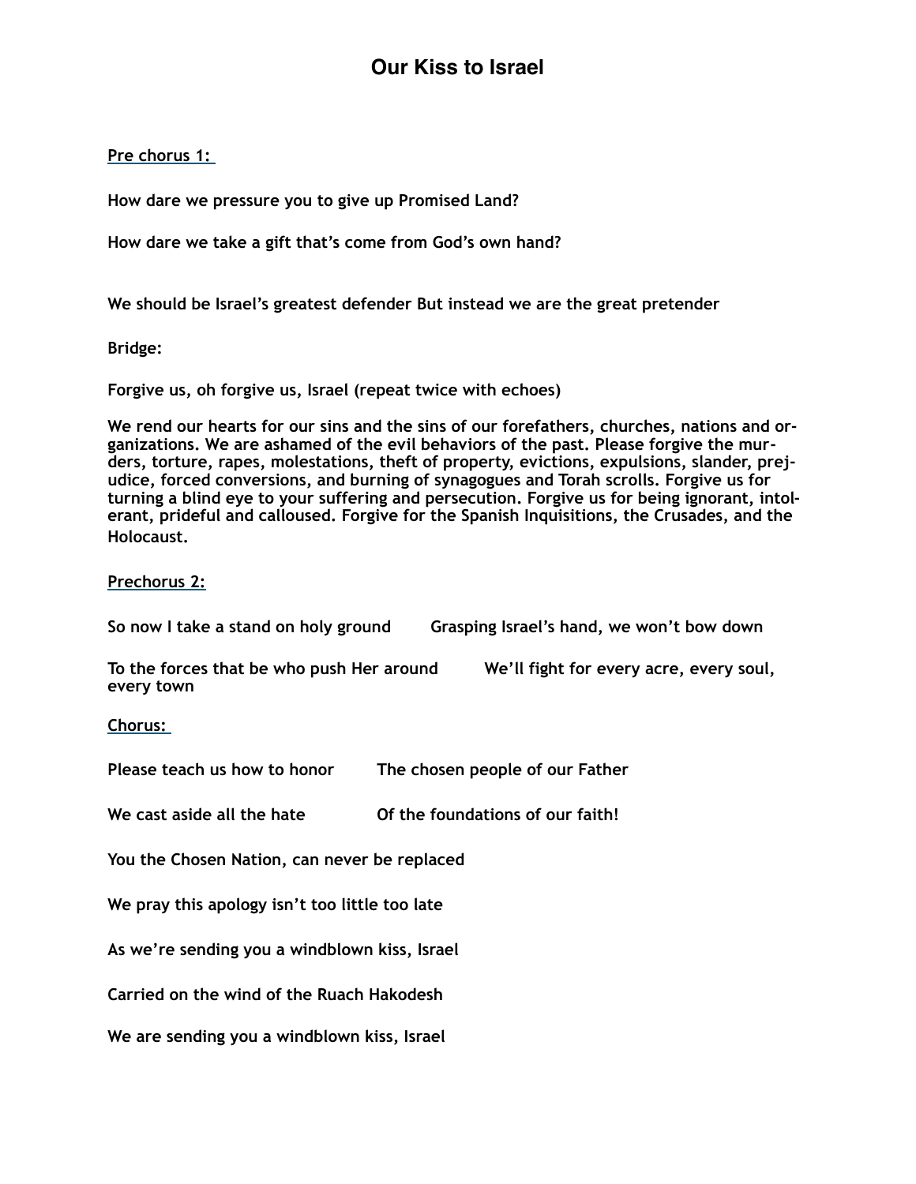# Our Kiss to Israel

**Pre chorus 1:**

**How dare we pressure you to give up Promised Land?**

**How dare we take a gift that's come from God's own hand?**

**We should be Israel's greatest defender But instead we are the great pretender**

**Bridge:**

**Forgive us, oh forgive us, Israel (repeat twice with echoes)**

**We rend our hearts for our sins and the sins of our forefathers, churches, nations and organizations. We are ashamed of the evil behaviors of the past. Please forgive the murders, torture, rapes, molestations, theft of property, evictions, expulsions, slander, prejudice, forced conversions, and burning of synagogues and Torah scrolls. Forgive us for turning a blind eye to your suffering and persecution. Forgive us for being ignorant, intolerant, prideful and calloused. Forgive for the Spanish Inquisitions, the Crusades, and the Holocaust.**

**Prechorus 2:**

**So now I take a stand on holy ground Grasping Israel's hand, we won't bow down**

**To the forces that be who push Her around We'll fight for every acre, every soul, every town**

**Chorus:**

**Please teach us how to honor The chosen people of our Father**

**We cast aside all the hate Of the foundations of our faith!**

**You the Chosen Nation, can never be replaced**

**We pray this apology isn't too little too late**

**As we're sending you a windblown kiss, Israel**

**Carried on the wind of the Ruach Hakodesh**

**We are sending you a windblown kiss, Israel**